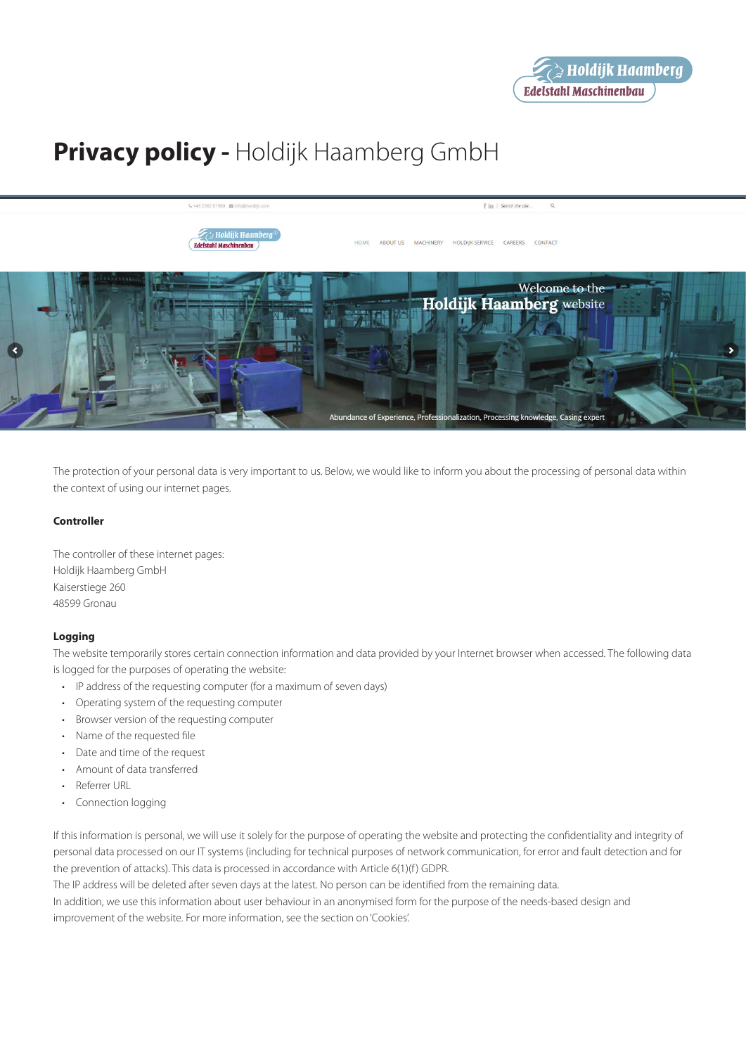# Privacy policy - Holdijk Haamberg GmbH

The protection of your personal data is very important to us. Below, we would like to inform you about the processing of personal data within the context of using our internet pages.

**Controller**

The controller of these internet pages:
Holdijk Haamberg GmbH
Kaiserstiege 260
48599 Gronau

**Logging**

The website temporarily stores certain connection information and data provided by your Internet browser when accessed. The following data is logged for the purposes of operating the website:

- IP address of the requesting computer (for a maximum of seven days)
- Operating system of the requesting computer
- Browser version of the requesting computer
- Name of the requested file
- Date and time of the request
- Amount of data transferred
- Referrer URL
- Connection logging

If this information is personal, we will use it solely for the purpose of operating the website and protecting the confidentiality and integrity of personal data processed on our IT systems (including for technical purposes of network communication, for error and fault detection and for the prevention of attacks). This data is processed in accordance with Article 6(1)(f) GDPR.
The IP address will be deleted after seven days at the latest. No person can be identified from the remaining data.
In addition, we use this information about user behaviour in an anonymised form for the purpose of the needs-based design and improvement of the website. For more information, see the section on 'Cookies'.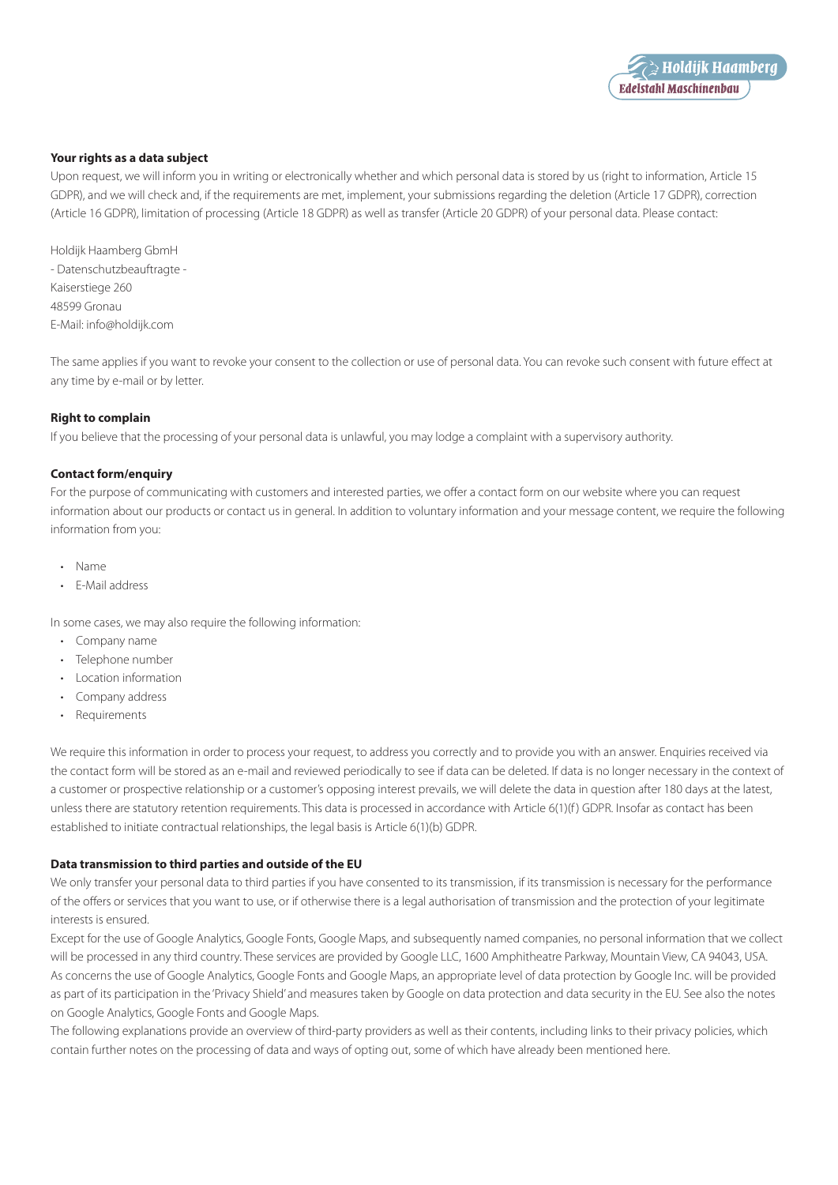### Your rights as a data subject

Upon request, we will inform you in writing or electronically whether and which personal data is stored by us (right to information, Article 15 GDPR), and we will check and, if the requirements are met, implement, your submissions regarding the deletion (Article 17 GDPR), correction (Article 16 GDPR), limitation of processing (Article 18 GDPR) as well as transfer (Article 20 GDPR) of your personal data. Please contact:

Holdijk Haamberg GbmH
- Datenschutzbeauftragte -
Kaiserstiege 260
48599 Gronau
E-Mail: info@holdijk.com

The same applies if you want to revoke your consent to the collection or use of personal data. You can revoke such consent with future effect at any time by e-mail or by letter.

### Right to complain

If you believe that the processing of your personal data is unlawful, you may lodge a complaint with a supervisory authority.

### Contact form/enquiry

For the purpose of communicating with customers and interested parties, we offer a contact form on our website where you can request information about our products or contact us in general. In addition to voluntary information and your message content, we require the following information from you:

- Name
- E-Mail address

In some cases, we may also require the following information:

- Company name
- Telephone number
- Location information
- Company address
- Requirements

We require this information in order to process your request, to address you correctly and to provide you with an answer. Enquiries received via the contact form will be stored as an e-mail and reviewed periodically to see if data can be deleted. If data is no longer necessary in the context of a customer or prospective relationship or a customer's opposing interest prevails, we will delete the data in question after 180 days at the latest, unless there are statutory retention requirements. This data is processed in accordance with Article 6(1)(f) GDPR. Insofar as contact has been established to initiate contractual relationships, the legal basis is Article 6(1)(b) GDPR.

### Data transmission to third parties and outside of the EU

We only transfer your personal data to third parties if you have consented to its transmission, if its transmission is necessary for the performance of the offers or services that you want to use, or if otherwise there is a legal authorisation of transmission and the protection of your legitimate interests is ensured.

Except for the use of Google Analytics, Google Fonts, Google Maps, and subsequently named companies, no personal information that we collect will be processed in any third country. These services are provided by Google LLC, 1600 Amphitheatre Parkway, Mountain View, CA 94043, USA. As concerns the use of Google Analytics, Google Fonts and Google Maps, an appropriate level of data protection by Google Inc. will be provided as part of its participation in the 'Privacy Shield' and measures taken by Google on data protection and data security in the EU. See also the notes on Google Analytics, Google Fonts and Google Maps.

The following explanations provide an overview of third-party providers as well as their contents, including links to their privacy policies, which contain further notes on the processing of data and ways of opting out, some of which have already been mentioned here.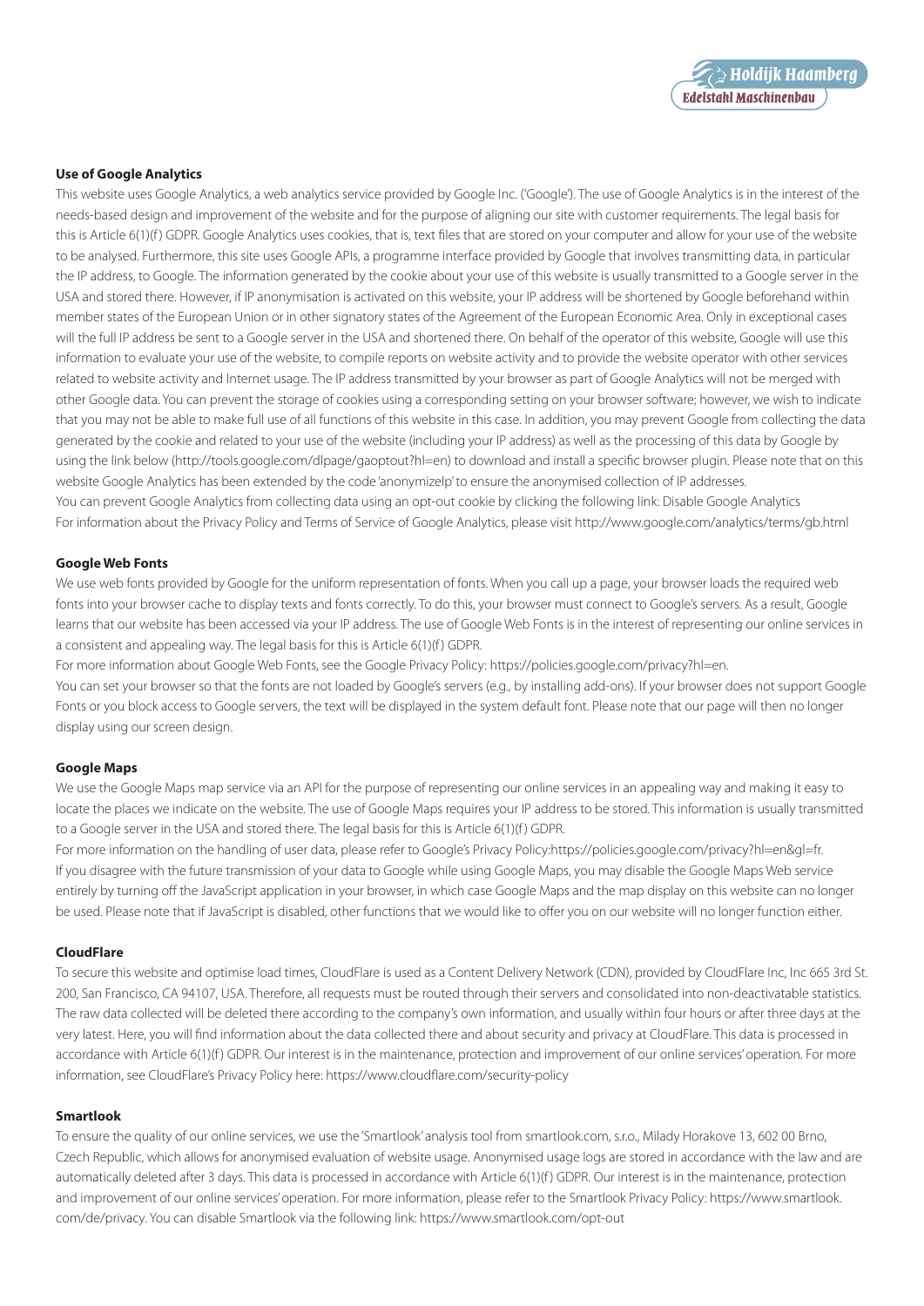### Use of Google Analytics

This website uses Google Analytics, a web analytics service provided by Google Inc. ('Google'). The use of Google Analytics is in the interest of the needs-based design and improvement of the website and for the purpose of aligning our site with customer requirements. The legal basis for this is Article 6(1)(f) GDPR. Google Analytics uses cookies, that is, text files that are stored on your computer and allow for your use of the website to be analysed. Furthermore, this site uses Google APIs, a programme interface provided by Google that involves transmitting data, in particular the IP address, to Google. The information generated by the cookie about your use of this website is usually transmitted to a Google server in the USA and stored there. However, if IP anonymisation is activated on this website, your IP address will be shortened by Google beforehand within member states of the European Union or in other signatory states of the Agreement of the European Economic Area. Only in exceptional cases will the full IP address be sent to a Google server in the USA and shortened there. On behalf of the operator of this website, Google will use this information to evaluate your use of the website, to compile reports on website activity and to provide the website operator with other services related to website activity and Internet usage. The IP address transmitted by your browser as part of Google Analytics will not be merged with other Google data. You can prevent the storage of cookies using a corresponding setting on your browser software; however, we wish to indicate that you may not be able to make full use of all functions of this website in this case. In addition, you may prevent Google from collecting the data generated by the cookie and related to your use of the website (including your IP address) as well as the processing of this data by Google by using the link below (http://tools.google.com/dlpage/gaoptout?hl=en) to download and install a specific browser plugin. Please note that on this website Google Analytics has been extended by the code 'anonymizeIp' to ensure the anonymised collection of IP addresses.
You can prevent Google Analytics from collecting data using an opt-out cookie by clicking the following link: Disable Google Analytics
For information about the Privacy Policy and Terms of Service of Google Analytics, please visit http://www.google.com/analytics/terms/gb.html

### Google Web Fonts

We use web fonts provided by Google for the uniform representation of fonts. When you call up a page, your browser loads the required web fonts into your browser cache to display texts and fonts correctly. To do this, your browser must connect to Google's servers. As a result, Google learns that our website has been accessed via your IP address. The use of Google Web Fonts is in the interest of representing our online services in a consistent and appealing way. The legal basis for this is Article 6(1)(f) GDPR.
For more information about Google Web Fonts, see the Google Privacy Policy: https://policies.google.com/privacy?hl=en.
You can set your browser so that the fonts are not loaded by Google's servers (e.g., by installing add-ons). If your browser does not support Google Fonts or you block access to Google servers, the text will be displayed in the system default font. Please note that our page will then no longer display using our screen design.

### Google Maps

We use the Google Maps map service via an API for the purpose of representing our online services in an appealing way and making it easy to locate the places we indicate on the website. The use of Google Maps requires your IP address to be stored. This information is usually transmitted to a Google server in the USA and stored there. The legal basis for this is Article 6(1)(f) GDPR.
For more information on the handling of user data, please refer to Google's Privacy Policy:https://policies.google.com/privacy?hl=en&gl=fr.
If you disagree with the future transmission of your data to Google while using Google Maps, you may disable the Google Maps Web service entirely by turning off the JavaScript application in your browser, in which case Google Maps and the map display on this website can no longer be used. Please note that if JavaScript is disabled, other functions that we would like to offer you on our website will no longer function either.

### CloudFlare

To secure this website and optimise load times, CloudFlare is used as a Content Delivery Network (CDN), provided by CloudFlare Inc, Inc 665 3rd St. 200, San Francisco, CA 94107, USA. Therefore, all requests must be routed through their servers and consolidated into non-deactivatable statistics. The raw data collected will be deleted there according to the company's own information, and usually within four hours or after three days at the very latest. Here, you will find information about the data collected there and about security and privacy at CloudFlare. This data is processed in accordance with Article 6(1)(f) GDPR. Our interest is in the maintenance, protection and improvement of our online services' operation. For more information, see CloudFlare's Privacy Policy here: https://www.cloudflare.com/security-policy

### Smartlook

To ensure the quality of our online services, we use the 'Smartlook' analysis tool from smartlook.com, s.r.o., Milady Horakove 13, 602 00 Brno, Czech Republic, which allows for anonymised evaluation of website usage. Anonymised usage logs are stored in accordance with the law and are automatically deleted after 3 days. This data is processed in accordance with Article 6(1)(f) GDPR. Our interest is in the maintenance, protection and improvement of our online services' operation. For more information, please refer to the Smartlook Privacy Policy: https://www.smartlook.com/de/privacy. You can disable Smartlook via the following link: https://www.smartlook.com/opt-out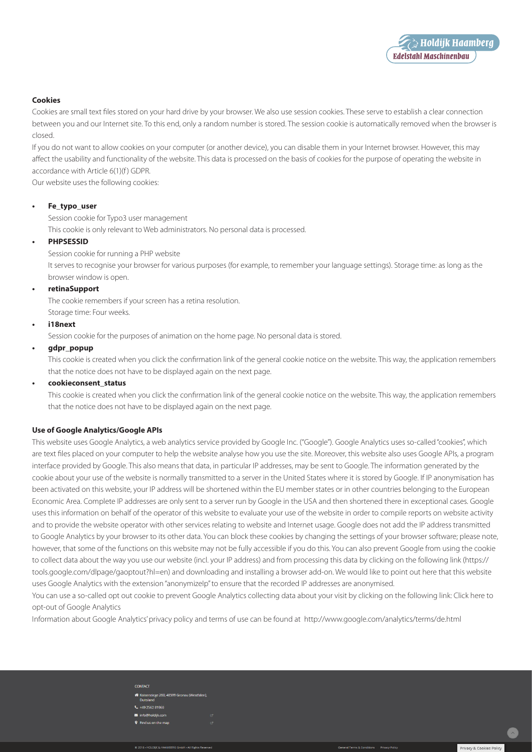### Cookies

Cookies are small text files stored on your hard drive by your browser. We also use session cookies. These serve to establish a clear connection between you and our Internet site. To this end, only a random number is stored. The session cookie is automatically removed when the browser is closed.

If you do not want to allow cookies on your computer (or another device), you can disable them in your Internet browser. However, this may affect the usability and functionality of the website. This data is processed on the basis of cookies for the purpose of operating the website in accordance with Article 6(1)(f) GDPR.

Our website uses the following cookies:

- **Fe_typo_user**

  Session cookie for Typo3 user management

  This cookie is only relevant to Web administrators. No personal data is processed.

- **PHPSESSID**

  Session cookie for running a PHP website

  It serves to recognise your browser for various purposes (for example, to remember your language settings). Storage time: as long as the browser window is open.

- **retinaSupport**

  The cookie remembers if your screen has a retina resolution.

  Storage time: Four weeks.

- **i18next**

  Session cookie for the purposes of animation on the home page. No personal data is stored.

- **gdpr_popup**

  This cookie is created when you click the confirmation link of the general cookie notice on the website. This way, the application remembers that the notice does not have to be displayed again on the next page.

- **cookieconsent_status**

  This cookie is created when you click the confirmation link of the general cookie notice on the website. This way, the application remembers that the notice does not have to be displayed again on the next page.

### Use of Google Analytics/Google APIs

This website uses Google Analytics, a web analytics service provided by Google Inc. ("Google"). Google Analytics uses so-called "cookies", which are text files placed on your computer to help the website analyse how you use the site. Moreover, this website also uses Google APIs, a program interface provided by Google. This also means that data, in particular IP addresses, may be sent to Google. The information generated by the cookie about your use of the website is normally transmitted to a server in the United States where it is stored by Google. If IP anonymisation has been activated on this website, your IP address will be shortened within the EU member states or in other countries belonging to the European Economic Area. Complete IP addresses are only sent to a server run by Google in the USA and then shortened there in exceptional cases. Google uses this information on behalf of the operator of this website to evaluate your use of the website in order to compile reports on website activity and to provide the website operator with other services relating to website and Internet usage. Google does not add the IP address transmitted to Google Analytics by your browser to its other data. You can block these cookies by changing the settings of your browser software; please note, however, that some of the functions on this website may not be fully accessible if you do this. You can also prevent Google from using the cookie to collect data about the way you use our website (incl. your IP address) and from processing this data by clicking on the following link (https://tools.google.com/dlpage/gaoptout?hl=en) and downloading and installing a browser add-on. We would like to point out here that this website uses Google Analytics with the extension "anonymizeIp" to ensure that the recorded IP addresses are anonymised.

You can use a so-called opt out cookie to prevent Google Analytics collecting data about your visit by clicking on the following link: Click here to opt-out of Google Analytics

Information about Google Analytics' privacy policy and terms of use can be found at http://www.google.com/analytics/terms/de.html

CONTACT

Kaiserstiege 200, 48599 Gronau (Westfalen), Duitsland

+49 2562 81960

info@holdijk.com

Find us on the map

© 2018 - HOLDIJK & HAAMBERG GmbH - All Rights Reserved

General Terms & Conditions Privacy Policy

Privacy & Cookies Policy